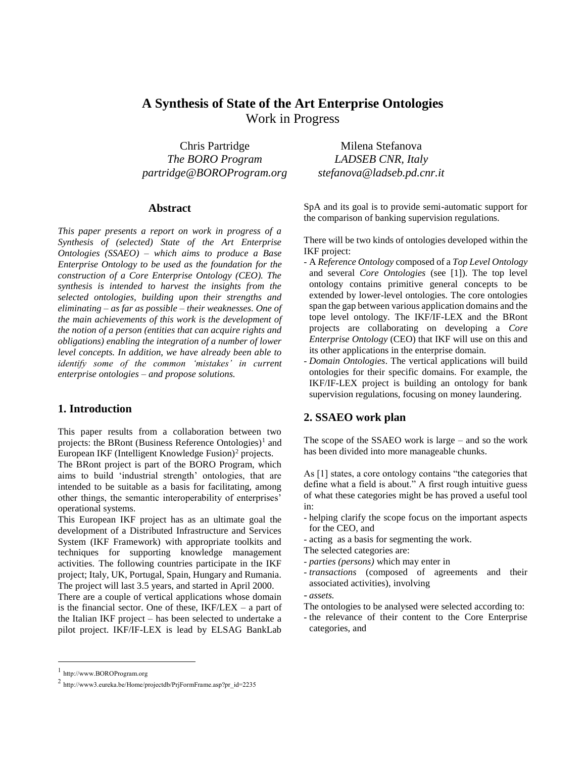# A Synthesis of State of the Art Enterprise Ontologies

Work in Progress

Chris Partridge
*The BORO Program*
*partridge@BOROProgram.org*

Milena Stefanova
*LADSEB CNR, Italy*
*stefanova@ladseb.pd.cnr.it*

## Abstract

*This paper presents a report on work in progress of a Synthesis of (selected) State of the Art Enterprise Ontologies (SSAEO) – which aims to produce a Base Enterprise Ontology to be used as the foundation for the construction of a Core Enterprise Ontology (CEO). The synthesis is intended to harvest the insights from the selected ontologies, building upon their strengths and eliminating – as far as possible – their weaknesses. One of the main achievements of this work is the development of the notion of a person (entities that can acquire rights and obligations) enabling the integration of a number of lower level concepts. In addition, we have already been able to identify some of the common 'mistakes' in current enterprise ontologies – and propose solutions.*

## 1. Introduction

This paper results from a collaboration between two projects: the BRont (Business Reference Ontologies)[1] and European IKF (Intelligent Knowledge Fusion)[2] projects.

The BRont project is part of the BORO Program, which aims to build 'industrial strength' ontologies, that are intended to be suitable as a basis for facilitating, among other things, the semantic interoperability of enterprises' operational systems.

This European IKF project has as an ultimate goal the development of a Distributed Infrastructure and Services System (IKF Framework) with appropriate toolkits and techniques for supporting knowledge management activities. The following countries participate in the IKF project; Italy, UK, Portugal, Spain, Hungary and Rumania. The project will last 3.5 years, and started in April 2000.

There are a couple of vertical applications whose domain is the financial sector. One of these, IKF/LEX – a part of the Italian IKF project – has been selected to undertake a pilot project. IKF/IF-LEX is lead by ELSAG BankLab SpA and its goal is to provide semi-automatic support for the comparison of banking supervision regulations.

There will be two kinds of ontologies developed within the IKF project:

- A *Reference Ontology* composed of a *Top Level Ontology* and several *Core Ontologies* (see [1]). The top level ontology contains primitive general concepts to be extended by lower-level ontologies. The core ontologies span the gap between various application domains and the tope level ontology. The IKF/IF-LEX and the BRont projects are collaborating on developing a *Core Enterprise Ontology* (CEO) that IKF will use on this and its other applications in the enterprise domain.
- *Domain Ontologies*. The vertical applications will build ontologies for their specific domains. For example, the IKF/IF-LEX project is building an ontology for bank supervision regulations, focusing on money laundering.

## 2. SSAEO work plan

The scope of the SSAEO work is large – and so the work has been divided into more manageable chunks.

As [1] states, a core ontology contains "the categories that define what a field is about." A first rough intuitive guess of what these categories might be has proved a useful tool in:

- helping clarify the scope focus on the important aspects for the CEO, and
- acting as a basis for segmenting the work.

The selected categories are:

- *parties (persons)* which may enter in
- *transactions* (composed of agreements and their associated activities), involving
- *assets.*

The ontologies to be analysed were selected according to:

- the relevance of their content to the Core Enterprise categories, and

[1] http://www.BOROProgram.org

[2] http://www3.eureka.be/Home/projectdb/PrjFormFrame.asp?pr_id=2235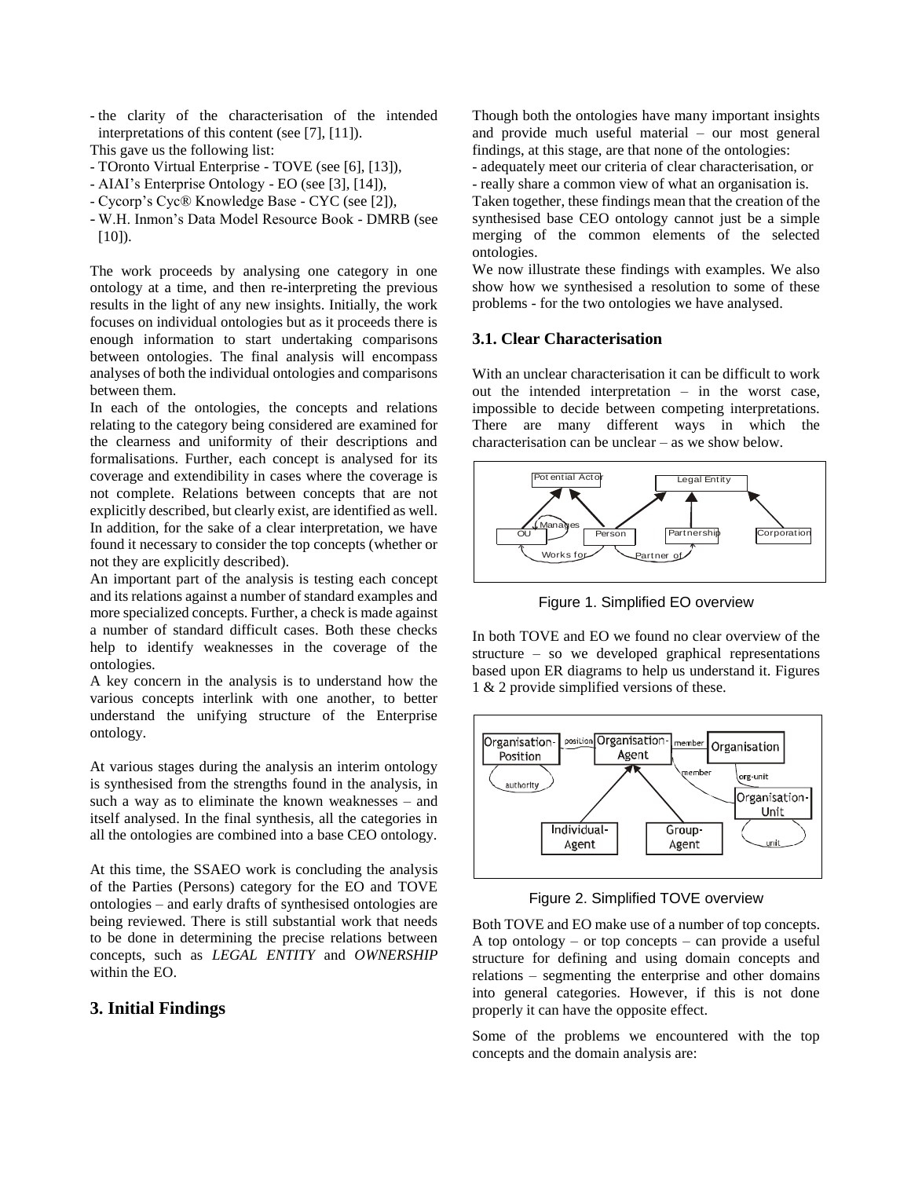- the clarity of the characterisation of the intended interpretations of this content (see [7], [11]).

This gave us the following list:

- TOronto Virtual Enterprise - TOVE (see [6], [13]),
- AIAI's Enterprise Ontology - EO (see [3], [14]),
- Cycorp's Cyc® Knowledge Base - CYC (see [2]),
- W.H. Inmon's Data Model Resource Book - DMRB (see [10]).

The work proceeds by analysing one category in one ontology at a time, and then re-interpreting the previous results in the light of any new insights. Initially, the work focuses on individual ontologies but as it proceeds there is enough information to start undertaking comparisons between ontologies. The final analysis will encompass analyses of both the individual ontologies and comparisons between them.

In each of the ontologies, the concepts and relations relating to the category being considered are examined for the clearness and uniformity of their descriptions and formalisations. Further, each concept is analysed for its coverage and extendibility in cases where the coverage is not complete. Relations between concepts that are not explicitly described, but clearly exist, are identified as well. In addition, for the sake of a clear interpretation, we have found it necessary to consider the top concepts (whether or not they are explicitly described).

An important part of the analysis is testing each concept and its relations against a number of standard examples and more specialized concepts. Further, a check is made against a number of standard difficult cases. Both these checks help to identify weaknesses in the coverage of the ontologies.

A key concern in the analysis is to understand how the various concepts interlink with one another, to better understand the unifying structure of the Enterprise ontology.

At various stages during the analysis an interim ontology is synthesised from the strengths found in the analysis, in such a way as to eliminate the known weaknesses – and itself analysed. In the final synthesis, all the categories in all the ontologies are combined into a base CEO ontology.

At this time, the SSAEO work is concluding the analysis of the Parties (Persons) category for the EO and TOVE ontologies – and early drafts of synthesised ontologies are being reviewed. There is still substantial work that needs to be done in determining the precise relations between concepts, such as *LEGAL ENTITY* and *OWNERSHIP* within the EO.

## 3. Initial Findings

Though both the ontologies have many important insights and provide much useful material – our most general findings, at this stage, are that none of the ontologies:

- adequately meet our criteria of clear characterisation, or
- really share a common view of what an organisation is.

Taken together, these findings mean that the creation of the synthesised base CEO ontology cannot just be a simple merging of the common elements of the selected ontologies.

We now illustrate these findings with examples. We also show how we synthesised a resolution to some of these problems - for the two ontologies we have analysed.

### 3.1. Clear Characterisation

With an unclear characterisation it can be difficult to work out the intended interpretation – in the worst case, impossible to decide between competing interpretations. There are many different ways in which the characterisation can be unclear – as we show below.

Potential Actor
Legal Entity
Manages
OU
Person
Partnership
Corporation
Works for
Partner of

Figure 1. Simplified EO overview

In both TOVE and EO we found no clear overview of the structure – so we developed graphical representations based upon ER diagrams to help us understand it. Figures 1 & 2 provide simplified versions of these.

Organisation-Position
position
Organisation-Agent
member
Organisation
authority
member
org-unit
Organisation-Unit
Individual-Agent
Group-Agent
unit

Figure 2. Simplified TOVE overview

Both TOVE and EO make use of a number of top concepts. A top ontology – or top concepts – can provide a useful structure for defining and using domain concepts and relations – segmenting the enterprise and other domains into general categories. However, if this is not done properly it can have the opposite effect.

Some of the problems we encountered with the top concepts and the domain analysis are: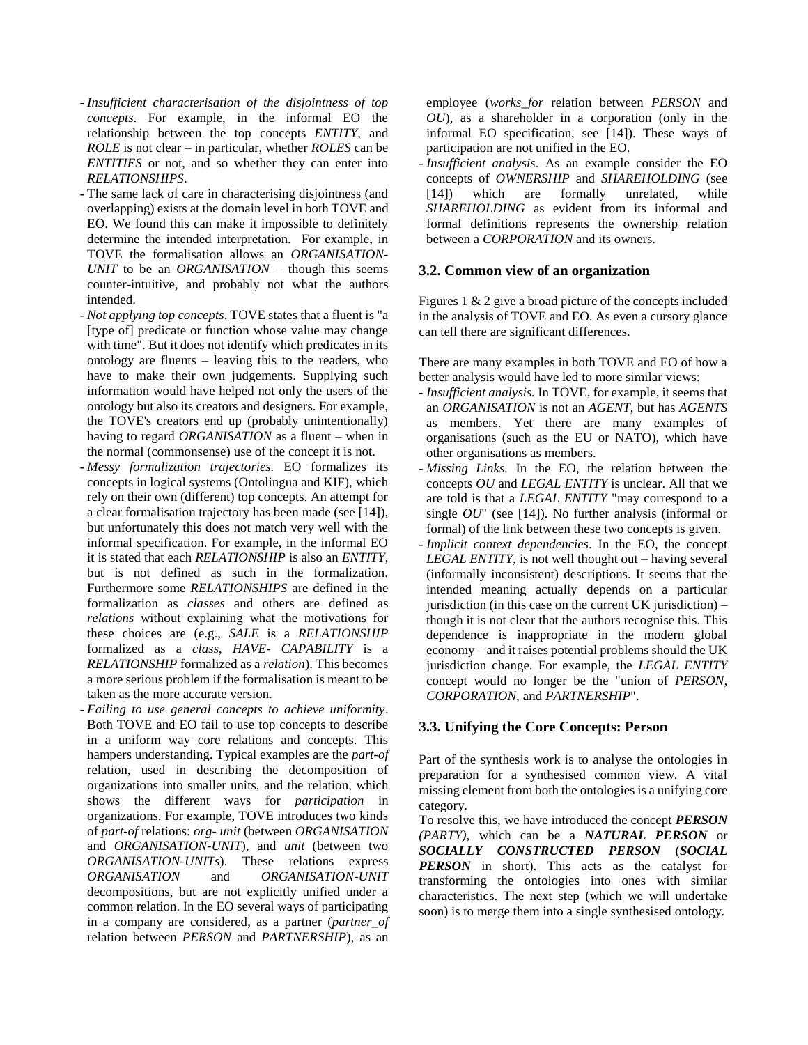- *Insufficient characterisation of the disjointness of top concepts*. For example, in the informal EO the relationship between the top concepts *ENTITY*, and *ROLE* is not clear – in particular, whether *ROLES* can be *ENTITIES* or not, and so whether they can enter into *RELATIONSHIPS*.
- The same lack of care in characterising disjointness (and overlapping) exists at the domain level in both TOVE and EO. We found this can make it impossible to definitely determine the intended interpretation. For example, in TOVE the formalisation allows an *ORGANISATION-UNIT* to be an *ORGANISATION* – though this seems counter-intuitive, and probably not what the authors intended.
- *Not applying top concepts*. TOVE states that a fluent is "a [type of] predicate or function whose value may change with time". But it does not identify which predicates in its ontology are fluents – leaving this to the readers, who have to make their own judgements. Supplying such information would have helped not only the users of the ontology but also its creators and designers. For example, the TOVE's creators end up (probably unintentionally) having to regard *ORGANISATION* as a fluent – when in the normal (commonsense) use of the concept it is not.
- *Messy formalization trajectories.* EO formalizes its concepts in logical systems (Ontolingua and KIF), which rely on their own (different) top concepts. An attempt for a clear formalisation trajectory has been made (see [14]), but unfortunately this does not match very well with the informal specification. For example, in the informal EO it is stated that each *RELATIONSHIP* is also an *ENTITY*, but is not defined as such in the formalization. Furthermore some *RELATIONSHIPS* are defined in the formalization as *classes* and others are defined as *relations* without explaining what the motivations for these choices are (e.g., *SALE* is a *RELATIONSHIP* formalized as a *class*, *HAVE- CAPABILITY* is a *RELATIONSHIP* formalized as a *relation*). This becomes a more serious problem if the formalisation is meant to be taken as the more accurate version.
- *Failing to use general concepts to achieve uniformity*. Both TOVE and EO fail to use top concepts to describe in a uniform way core relations and concepts. This hampers understanding. Typical examples are the *part-of* relation, used in describing the decomposition of organizations into smaller units, and the relation, which shows the different ways for *participation* in organizations. For example, TOVE introduces two kinds of *part-of* relations: *org- unit* (between *ORGANISATION* and *ORGANISATION-UNIT*), and *unit* (between two *ORGANISATION-UNITs*). These relations express *ORGANISATION* and *ORGANISATION-UNIT* decompositions, but are not explicitly unified under a common relation. In the EO several ways of participating in a company are considered, as a partner (*partner_of* relation between *PERSON* and *PARTNERSHIP*), as an employee (*works_for* relation between *PERSON* and *OU*), as a shareholder in a corporation (only in the informal EO specification, see [14]). These ways of participation are not unified in the EO.
- *Insufficient analysis*. As an example consider the EO concepts of *OWNERSHIP* and *SHAREHOLDING* (see [14]) which are formally unrelated, while *SHAREHOLDING* as evident from its informal and formal definitions represents the ownership relation between a *CORPORATION* and its owners.

### 3.2. Common view of an organization

Figures 1 & 2 give a broad picture of the concepts included in the analysis of TOVE and EO. As even a cursory glance can tell there are significant differences.

There are many examples in both TOVE and EO of how a better analysis would have led to more similar views:

- *Insufficient analysis.* In TOVE, for example, it seems that an *ORGANISATION* is not an *AGENT*, but has *AGENTS* as members. Yet there are many examples of organisations (such as the EU or NATO), which have other organisations as members.
- *Missing Links.* In the EO, the relation between the concepts *OU* and *LEGAL ENTITY* is unclear. All that we are told is that a *LEGAL ENTITY* "may correspond to a single *OU*" (see [14]). No further analysis (informal or formal) of the link between these two concepts is given.
- *Implicit context dependencies*. In the EO, the concept *LEGAL ENTITY*, is not well thought out – having several (informally inconsistent) descriptions. It seems that the intended meaning actually depends on a particular jurisdiction (in this case on the current UK jurisdiction) – though it is not clear that the authors recognise this. This dependence is inappropriate in the modern global economy – and it raises potential problems should the UK jurisdiction change. For example, the *LEGAL ENTITY* concept would no longer be the "union of *PERSON*, *CORPORATION*, and *PARTNERSHIP*".

### 3.3. Unifying the Core Concepts: Person

Part of the synthesis work is to analyse the ontologies in preparation for a synthesised common view. A vital missing element from both the ontologies is a unifying core category.

To resolve this, we have introduced the concept ***PERSON*** *(PARTY)*, which can be a ***NATURAL PERSON*** or ***SOCIALLY CONSTRUCTED PERSON*** (***SOCIAL PERSON*** in short). This acts as the catalyst for transforming the ontologies into ones with similar characteristics. The next step (which we will undertake soon) is to merge them into a single synthesised ontology.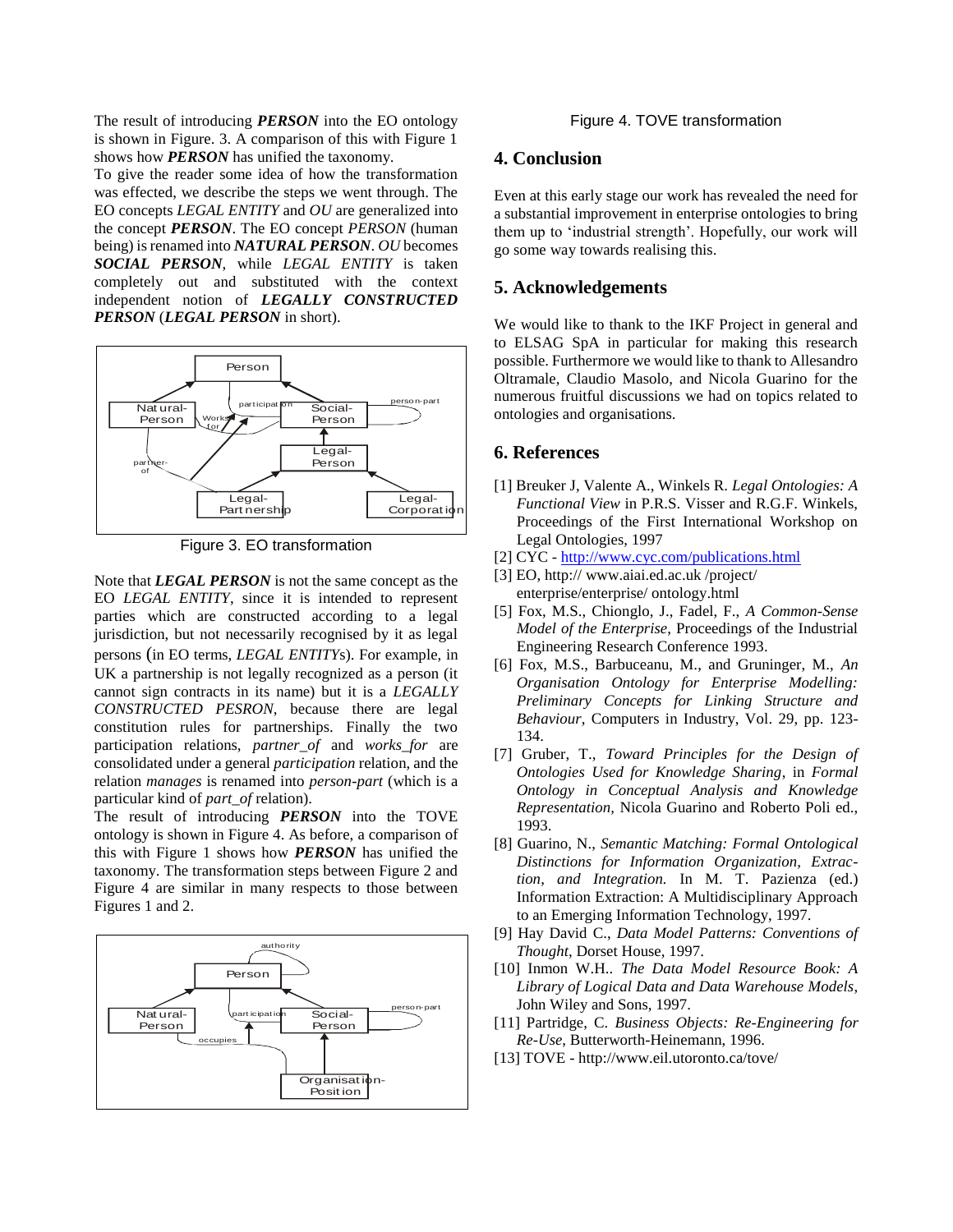The result of introducing ***PERSON*** into the EO ontology is shown in Figure. 3. A comparison of this with Figure 1 shows how ***PERSON*** has unified the taxonomy.

To give the reader some idea of how the transformation was effected, we describe the steps we went through. The EO concepts *LEGAL ENTITY* and *OU* are generalized into the concept ***PERSON***. The EO concept *PERSON* (human being) is renamed into ***NATURAL PERSON***. *OU* becomes ***SOCIAL PERSON***, while *LEGAL ENTITY* is taken completely out and substituted with the context independent notion of ***LEGALLY CONSTRUCTED PERSON*** (***LEGAL PERSON*** in short).

Figure 3. EO transformation

Note that ***LEGAL PERSON*** is not the same concept as the EO *LEGAL ENTITY*, since it is intended to represent parties which are constructed according to a legal jurisdiction, but not necessarily recognised by it as legal persons (in EO terms, *LEGAL ENTITYs*). For example, in UK a partnership is not legally recognized as a person (it cannot sign contracts in its name) but it is a *LEGALLY CONSTRUCTED PESRON*, because there are legal constitution rules for partnerships. Finally the two participation relations, *partner_of* and *works_for* are consolidated under a general *participation* relation, and the relation *manages* is renamed into *person-part* (which is a particular kind of *part_of* relation).

The result of introducing ***PERSON*** into the TOVE ontology is shown in Figure 4. As before, a comparison of this with Figure 1 shows how ***PERSON*** has unified the taxonomy. The transformation steps between Figure 2 and Figure 4 are similar in many respects to those between Figures 1 and 2.

Figure 4. TOVE transformation

## 4. Conclusion

Even at this early stage our work has revealed the need for a substantial improvement in enterprise ontologies to bring them up to 'industrial strength'. Hopefully, our work will go some way towards realising this.

## 5. Acknowledgements

We would like to thank to the IKF Project in general and to ELSAG SpA in particular for making this research possible. Furthermore we would like to thank to Allesandro Oltramale, Claudio Masolo, and Nicola Guarino for the numerous fruitful discussions we had on topics related to ontologies and organisations.

## 6. References

[1] Breuker J, Valente A., Winkels R. *Legal Ontologies: A Functional View* in P.R.S. Visser and R.G.F. Winkels, Proceedings of the First International Workshop on Legal Ontologies, 1997

[2] CYC - http://www.cyc.com/publications.html

[3] EO, http:// www.aiai.ed.ac.uk /project/ enterprise/enterprise/ ontology.html

[5] Fox, M.S., Chionglo, J., Fadel, F., *A Common-Sense Model of the Enterprise*, Proceedings of the Industrial Engineering Research Conference 1993.

[6] Fox, M.S., Barbuceanu, M., and Gruninger, M., *An Organisation Ontology for Enterprise Modelling: Preliminary Concepts for Linking Structure and Behaviour*, Computers in Industry, Vol. 29, pp. 123-134.

[7] Gruber, T., *Toward Principles for the Design of Ontologies Used for Knowledge Sharing*, in *Formal Ontology in Conceptual Analysis and Knowledge Representation,* Nicola Guarino and Roberto Poli ed., 1993.

[8] Guarino, N., *Semantic Matching: Formal Ontological Distinctions for Information Organization, Extraction, and Integration.* In M. T. Pazienza (ed.) Information Extraction: A Multidisciplinary Approach to an Emerging Information Technology, 1997.

[9] Hay David C., *Data Model Patterns: Conventions of Thought*, Dorset House, 1997.

[10] Inmon W.H.. *The Data Model Resource Book: A Library of Logical Data and Data Warehouse Models*, John Wiley and Sons, 1997.

[11] Partridge, C. *Business Objects: Re-Engineering for Re-Use*, Butterworth-Heinemann, 1996.

[13] TOVE - http://www.eil.utoronto.ca/tove/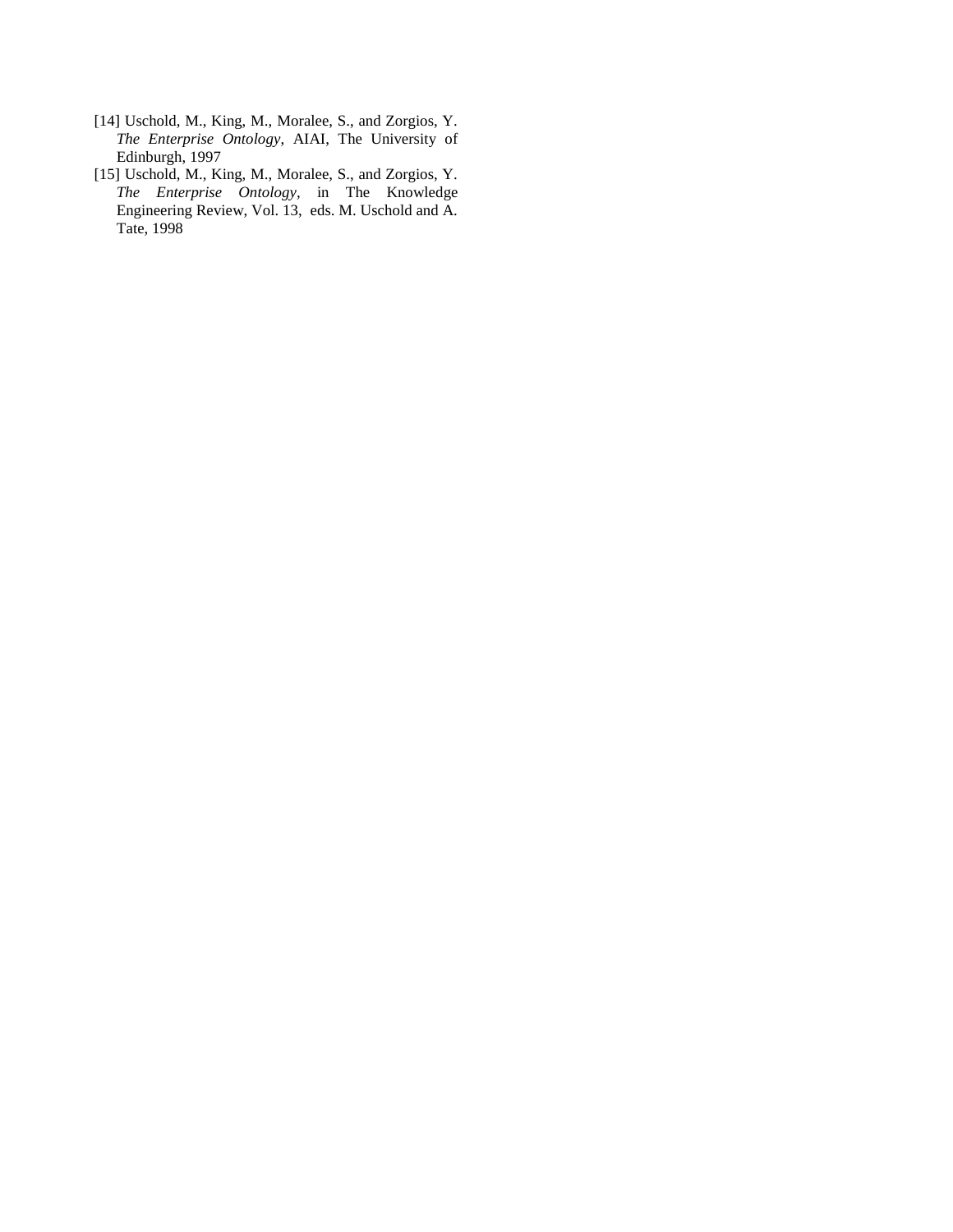[14] Uschold, M., King, M., Moralee, S., and Zorgios, Y. *The Enterprise Ontology*, AIAI, The University of Edinburgh, 1997

[15] Uschold, M., King, M., Moralee, S., and Zorgios, Y. *The Enterprise Ontology*, in The Knowledge Engineering Review, Vol. 13, eds. M. Uschold and A. Tate, 1998